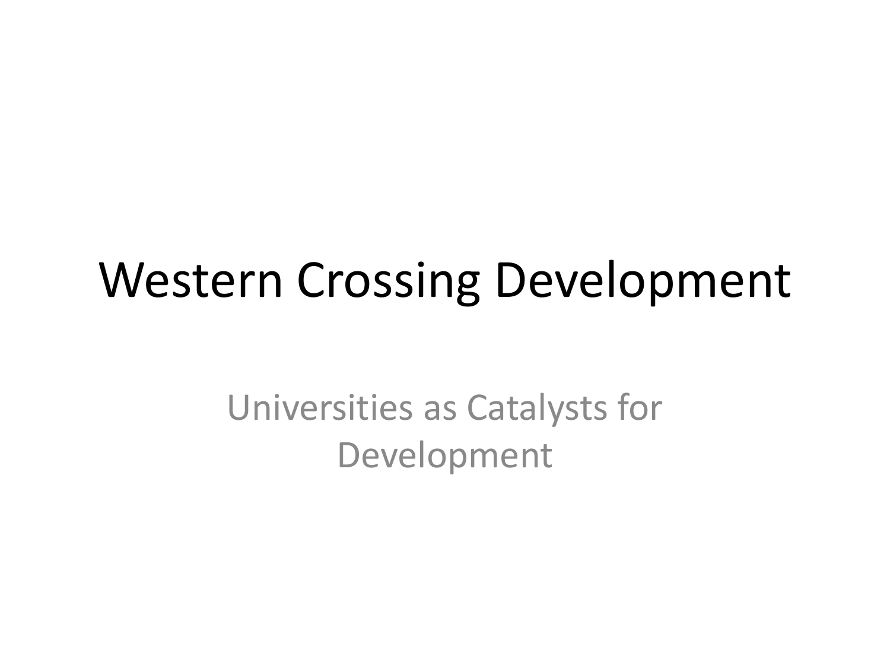# Western Crossing Development

Universities as Catalysts for Development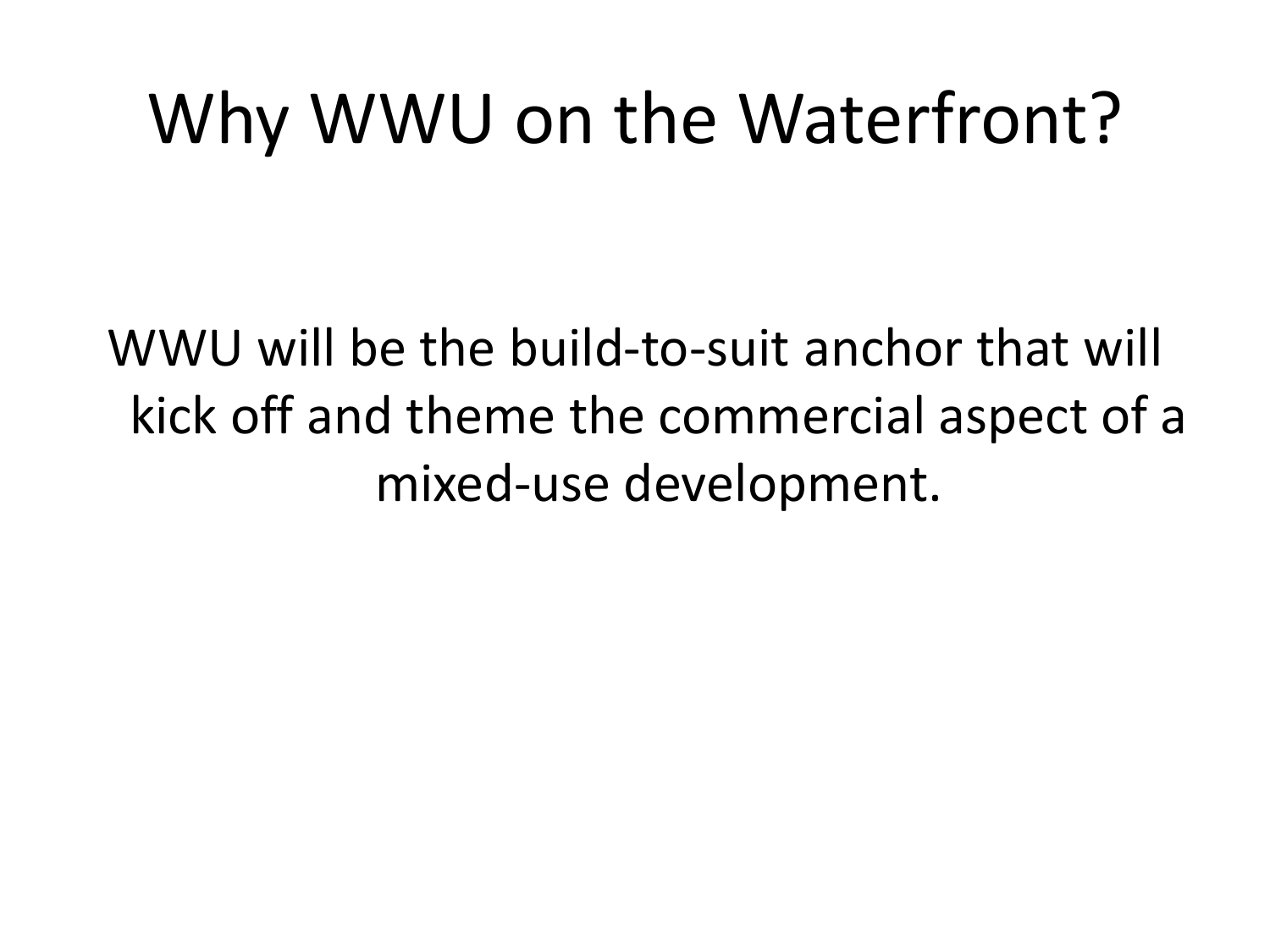# Why WWU on the Waterfront?

WWU will be the build-to-suit anchor that will kick off and theme the commercial aspect of a mixed-use development.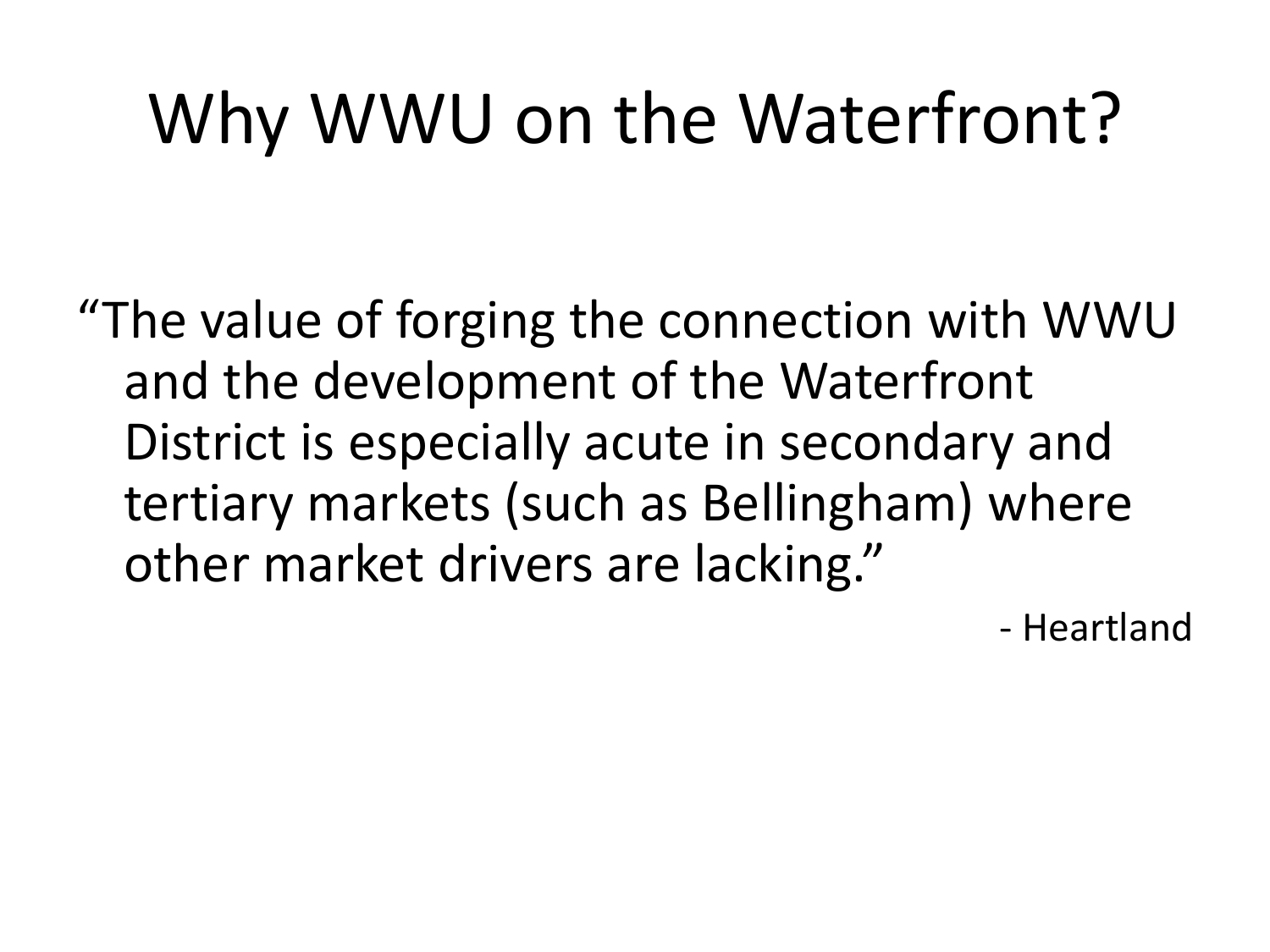# Why WWU on the Waterfront?

"The value of forging the connection with WWU and the development of the Waterfront District is especially acute in secondary and tertiary markets (such as Bellingham) where other market drivers are lacking."

- Heartland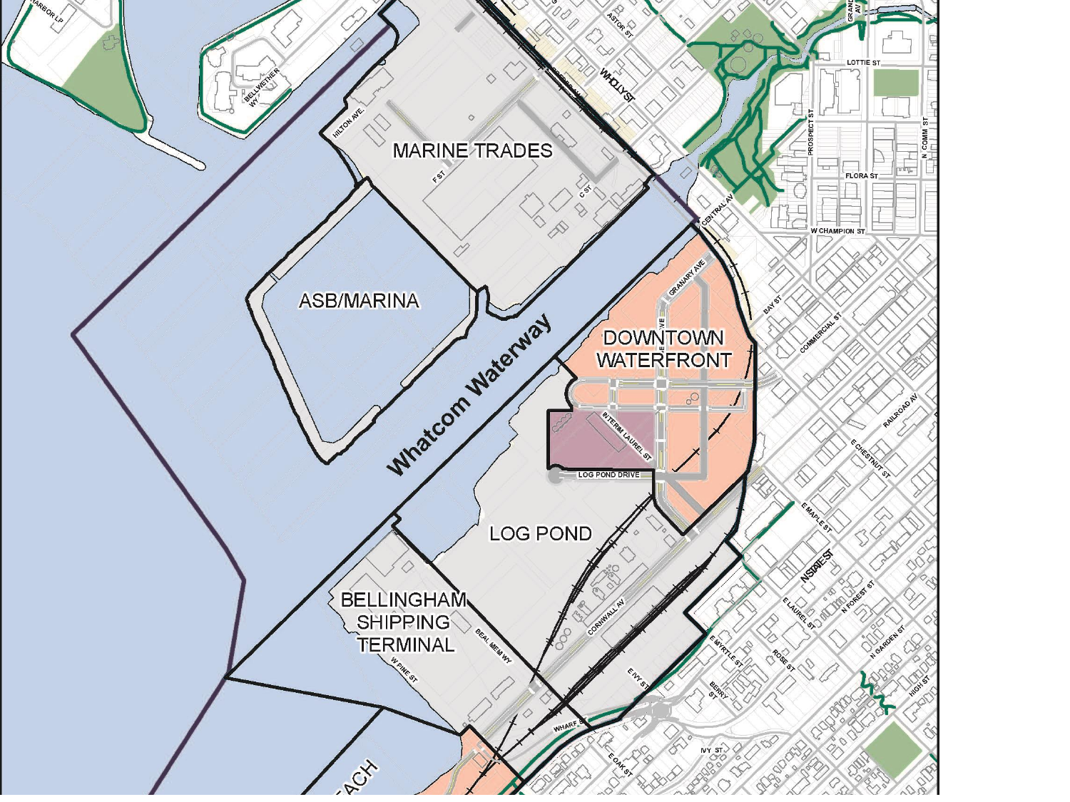MARINE TRADES

ASB/MARINA

Whatcom Waterway

DOWNTOWN WATERFRONT

LOG POND

BELLINGHAM SHIPPING TERMINAL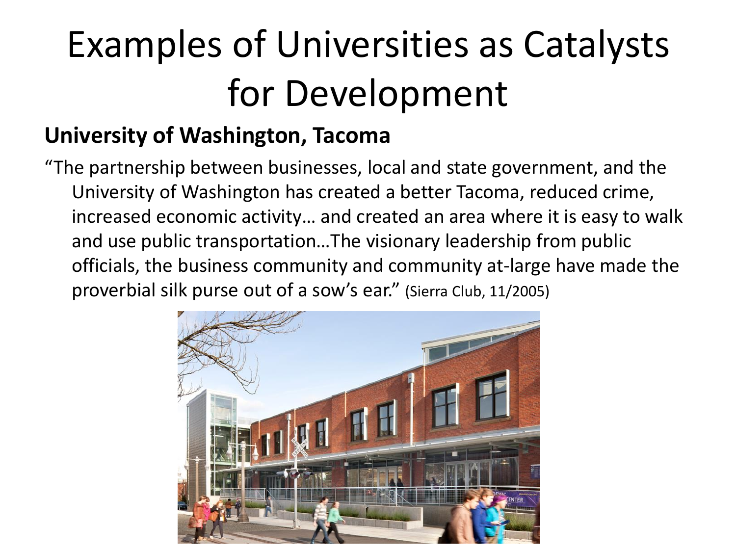# Examples of Universities as Catalysts for Development

**University of Washington, Tacoma**

"The partnership between businesses, local and state government, and the University of Washington has created a better Tacoma, reduced crime, increased economic activity… and created an area where it is easy to walk and use public transportation…The visionary leadership from public officials, the business community and community at-large have made the proverbial silk purse out of a sow's ear." (Sierra Club, 11/2005)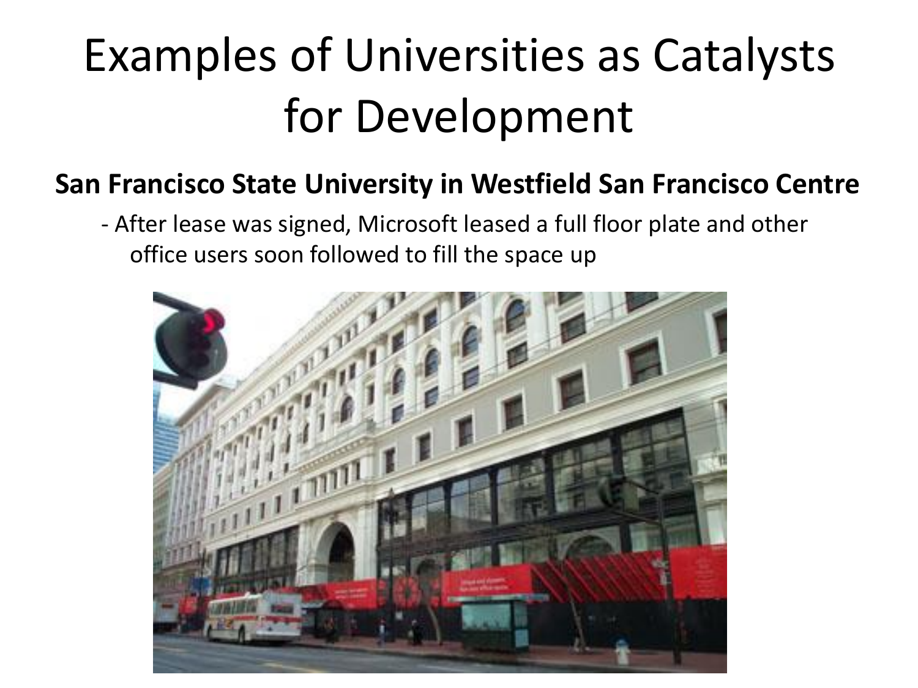# Examples of Universities as Catalysts for Development

**San Francisco State University in Westfield San Francisco Centre**

- After lease was signed, Microsoft leased a full floor plate and other office users soon followed to fill the space up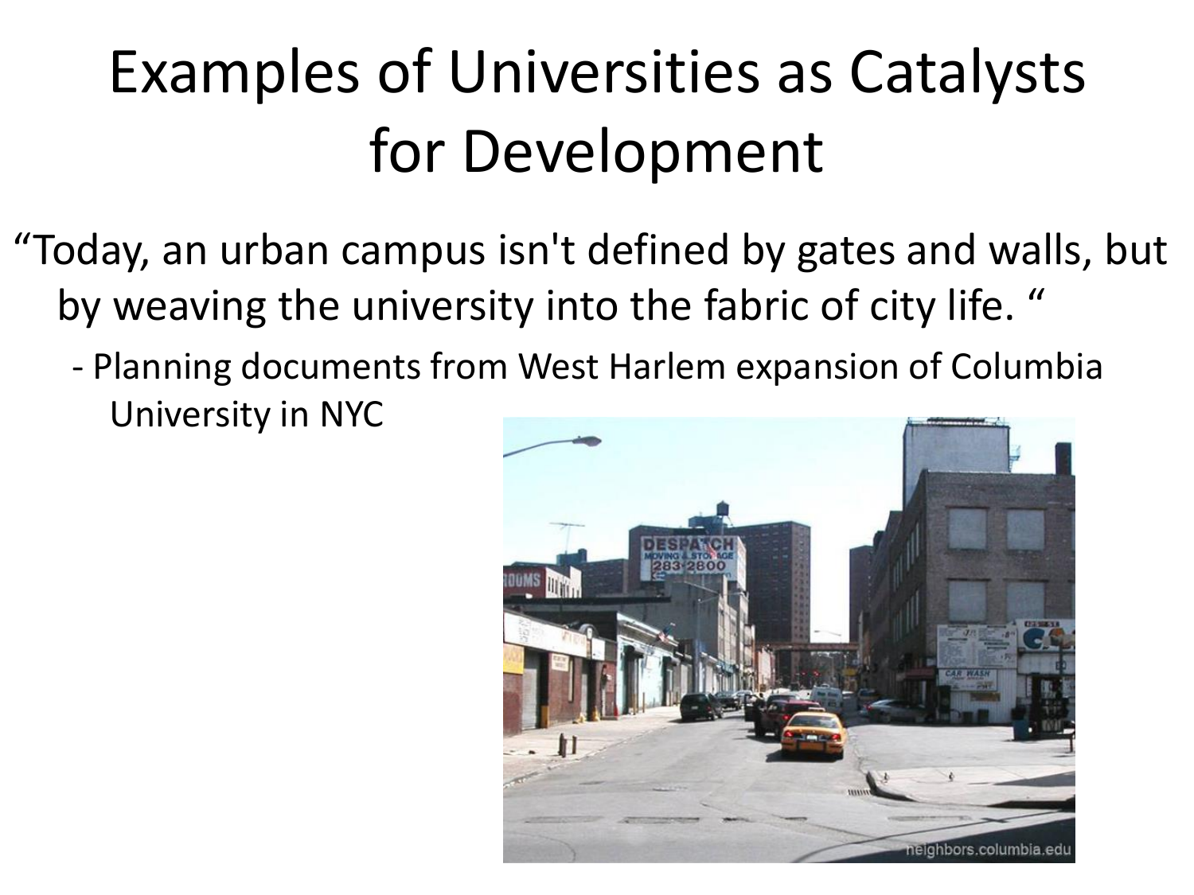# Examples of Universities as Catalysts for Development

"Today, an urban campus isn't defined by gates and walls, but by weaving the university into the fabric of city life. "

- Planning documents from West Harlem expansion of Columbia University in NYC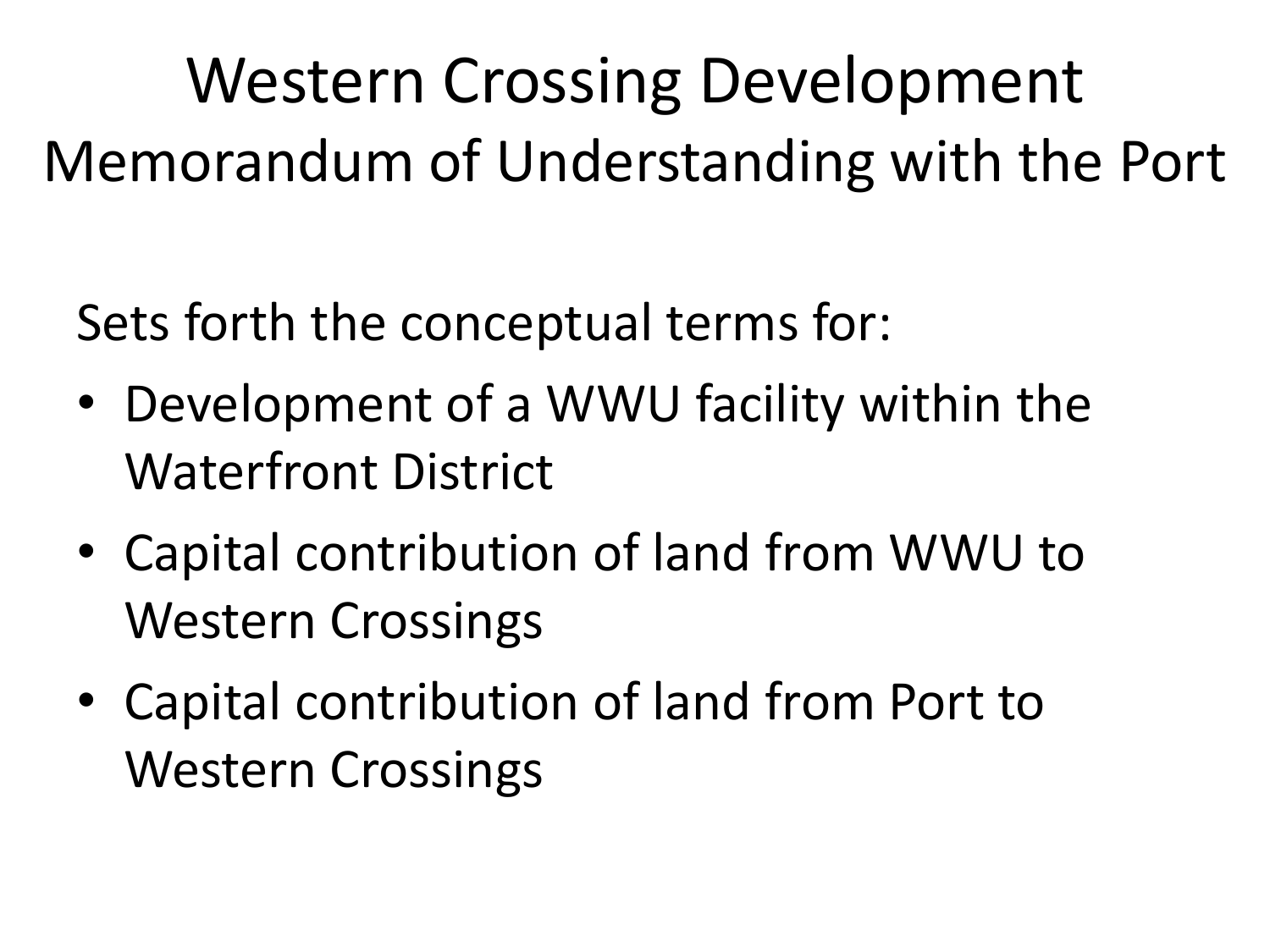# Western Crossing Development

## Memorandum of Understanding with the Port

Sets forth the conceptual terms for:

- Development of a WWU facility within the Waterfront District
- Capital contribution of land from WWU to Western Crossings
- Capital contribution of land from Port to Western Crossings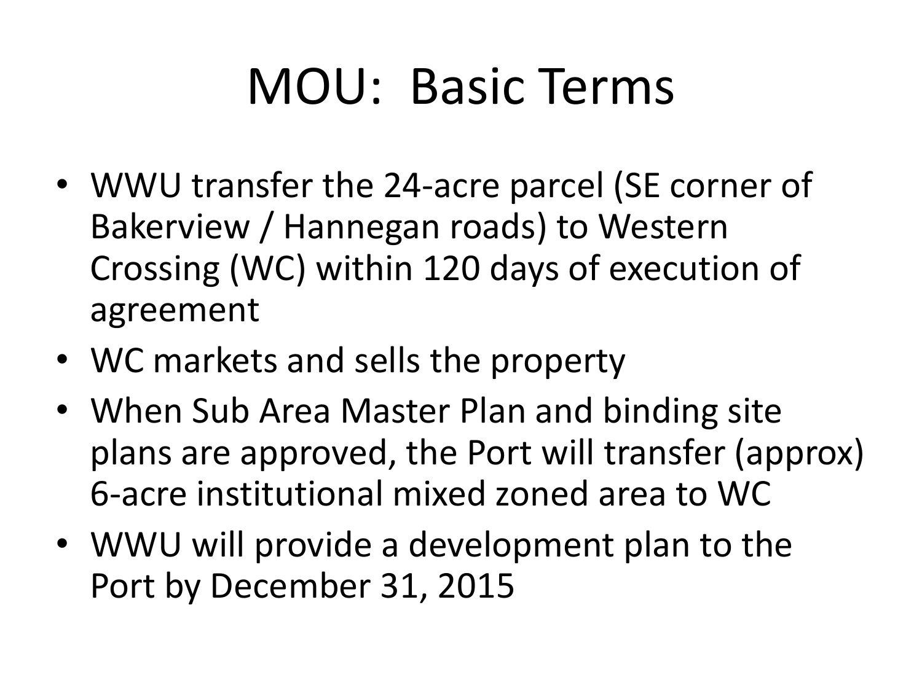# MOU: Basic Terms

- WWU transfer the 24-acre parcel (SE corner of Bakerview / Hannegan roads) to Western Crossing (WC) within 120 days of execution of agreement
- WC markets and sells the property
- When Sub Area Master Plan and binding site plans are approved, the Port will transfer (approx) 6-acre institutional mixed zoned area to WC
- WWU will provide a development plan to the Port by December 31, 2015